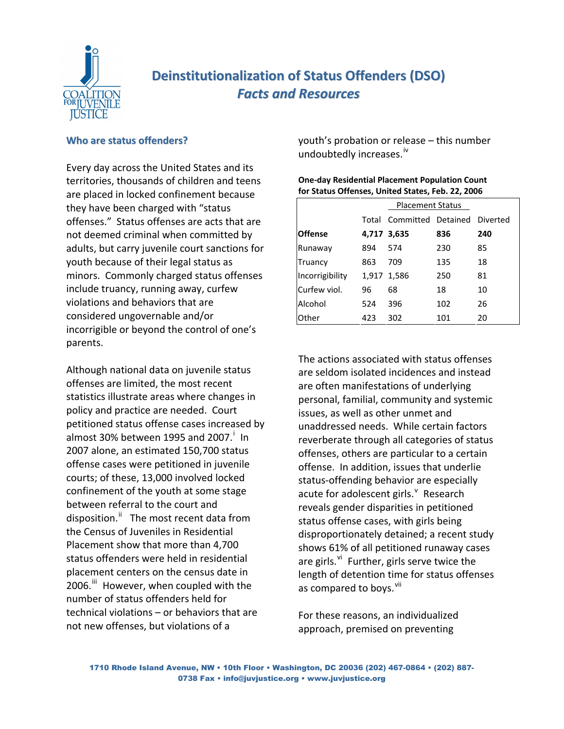# Deinstitutionalization of Status Offenders (DSO)
## *Facts and Resources*

### Who are status offenders?

Every day across the United States and its territories, thousands of children and teens are placed in locked confinement because they have been charged with "status offenses." Status offenses are acts that are not deemed criminal when committed by adults, but carry juvenile court sanctions for youth because of their legal status as minors. Commonly charged status offenses include truancy, running away, curfew violations and behaviors that are considered ungovernable and/or incorrigible or beyond the control of one's parents.

Although national data on juvenile status offenses are limited, the most recent statistics illustrate areas where changes in policy and practice are needed. Court petitioned status offense cases increased by almost 30% between 1995 and 2007.[i] In 2007 alone, an estimated 150,700 status offense cases were petitioned in juvenile courts; of these, 13,000 involved locked confinement of the youth at some stage between referral to the court and disposition.[ii] The most recent data from the Census of Juveniles in Residential Placement show that more than 4,700 status offenders were held in residential placement centers on the census date in 2006.[iii] However, when coupled with the number of status offenders held for technical violations – or behaviors that are not new offenses, but violations of a youth's probation or release – this number undoubtedly increases.[iv]

**One-day Residential Placement Population Count for Status Offenses, United States, Feb. 22, 2006**

| | | Placement Status | | |
|---|---|---|---|---|
| | Total | Committed | Detained | Diverted |
| **Offense** | **4,717** | **3,635** | **836** | **240** |
| Runaway | 894 | 574 | 230 | 85 |
| Truancy | 863 | 709 | 135 | 18 |
| Incorrigibility | 1,917 | 1,586 | 250 | 81 |
| Curfew viol. | 96 | 68 | 18 | 10 |
| Alcohol | 524 | 396 | 102 | 26 |
| Other | 423 | 302 | 101 | 20 |

The actions associated with status offenses are seldom isolated incidences and instead are often manifestations of underlying personal, familial, community and systemic issues, as well as other unmet and unaddressed needs. While certain factors reverberate through all categories of status offenses, others are particular to a certain offense. In addition, issues that underlie status-offending behavior are especially acute for adolescent girls.[v] Research reveals gender disparities in petitioned status offense cases, with girls being disproportionately detained; a recent study shows 61% of all petitioned runaway cases are girls.[vi] Further, girls serve twice the length of detention time for status offenses as compared to boys.[vii]

For these reasons, an individualized approach, premised on preventing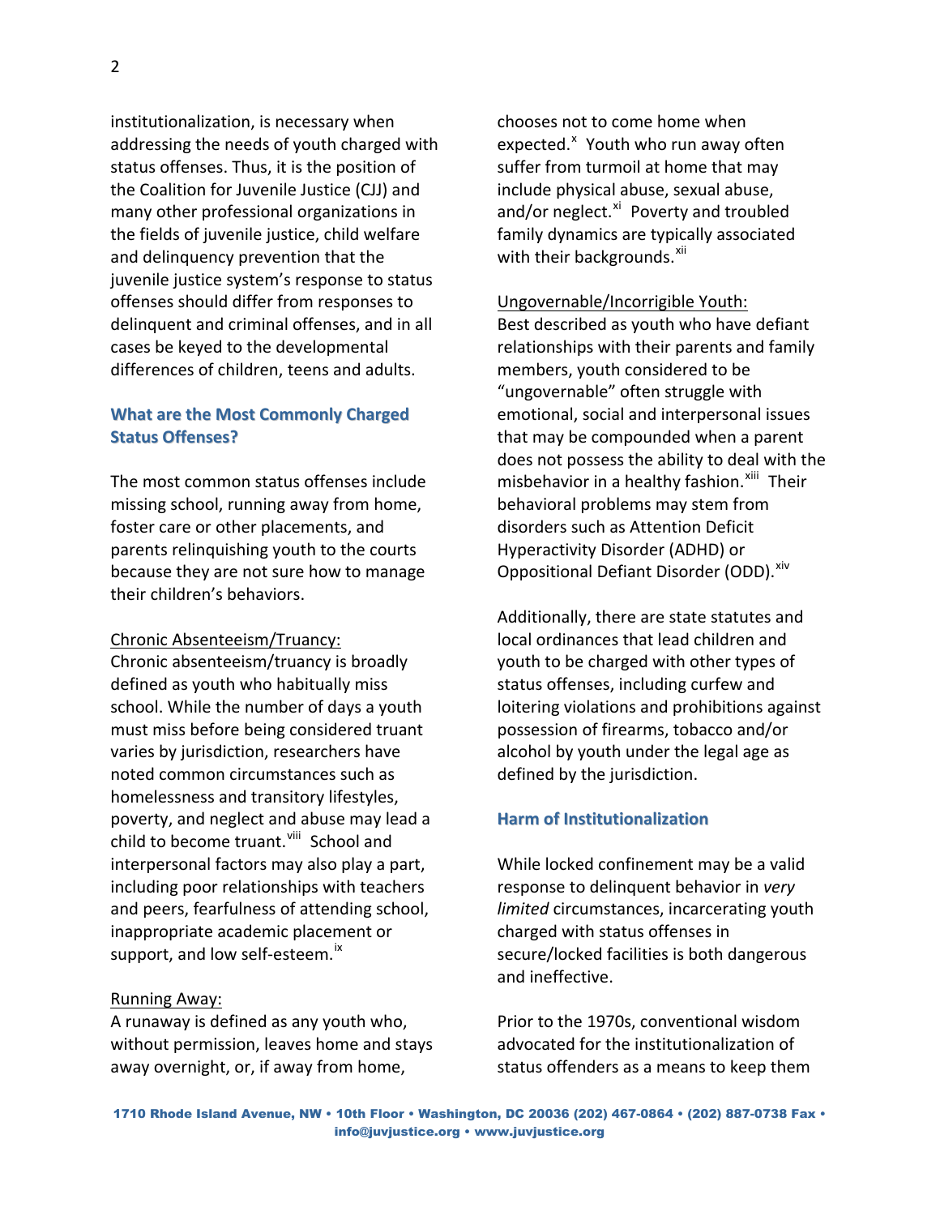institutionalization, is necessary when addressing the needs of youth charged with status offenses. Thus, it is the position of the Coalition for Juvenile Justice (CJJ) and many other professional organizations in the fields of juvenile justice, child welfare and delinquency prevention that the juvenile justice system's response to status offenses should differ from responses to delinquent and criminal offenses, and in all cases be keyed to the developmental differences of children, teens and adults.

## What are the Most Commonly Charged Status Offenses?

The most common status offenses include missing school, running away from home, foster care or other placements, and parents relinquishing youth to the courts because they are not sure how to manage their children's behaviors.

Chronic Absenteeism/Truancy:
Chronic absenteeism/truancy is broadly defined as youth who habitually miss school. While the number of days a youth must miss before being considered truant varies by jurisdiction, researchers have noted common circumstances such as homelessness and transitory lifestyles, poverty, and neglect and abuse may lead a child to become truant.[viii] School and interpersonal factors may also play a part, including poor relationships with teachers and peers, fearfulness of attending school, inappropriate academic placement or support, and low self-esteem.[ix]

Running Away:
A runaway is defined as any youth who, without permission, leaves home and stays away overnight, or, if away from home, chooses not to come home when expected.[x] Youth who run away often suffer from turmoil at home that may include physical abuse, sexual abuse, and/or neglect.[xi] Poverty and troubled family dynamics are typically associated with their backgrounds.[xii]

Ungovernable/Incorrigible Youth:
Best described as youth who have defiant relationships with their parents and family members, youth considered to be "ungovernable" often struggle with emotional, social and interpersonal issues that may be compounded when a parent does not possess the ability to deal with the misbehavior in a healthy fashion.[xiii] Their behavioral problems may stem from disorders such as Attention Deficit Hyperactivity Disorder (ADHD) or Oppositional Defiant Disorder (ODD).[xiv]

Additionally, there are state statutes and local ordinances that lead children and youth to be charged with other types of status offenses, including curfew and loitering violations and prohibitions against possession of firearms, tobacco and/or alcohol by youth under the legal age as defined by the jurisdiction.

## Harm of Institutionalization

While locked confinement may be a valid response to delinquent behavior in *very limited* circumstances, incarcerating youth charged with status offenses in secure/locked facilities is both dangerous and ineffective.

Prior to the 1970s, conventional wisdom advocated for the institutionalization of status offenders as a means to keep them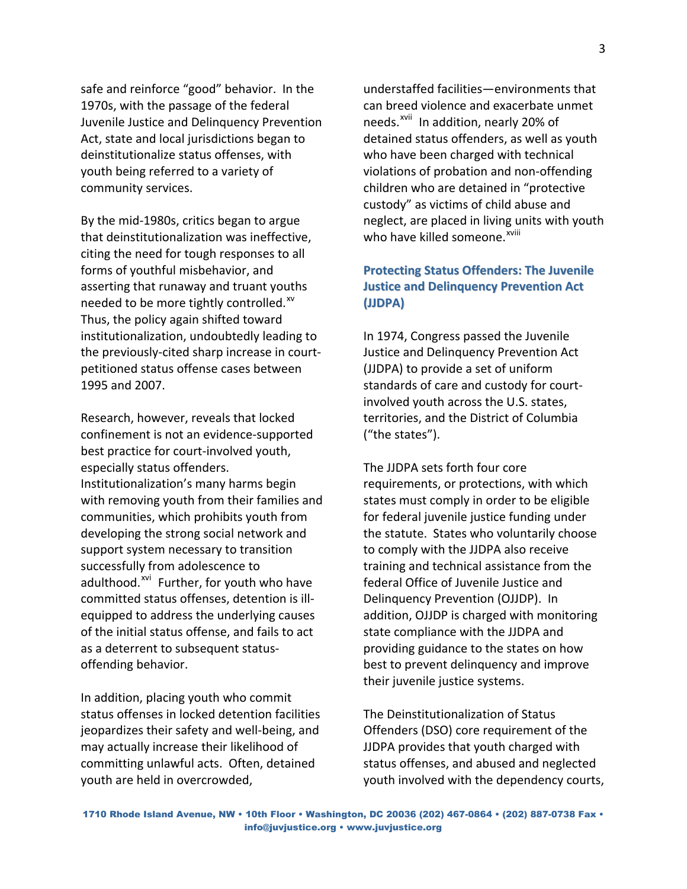safe and reinforce "good" behavior. In the 1970s, with the passage of the federal Juvenile Justice and Delinquency Prevention Act, state and local jurisdictions began to deinstitutionalize status offenses, with youth being referred to a variety of community services.

By the mid-1980s, critics began to argue that deinstitutionalization was ineffective, citing the need for tough responses to all forms of youthful misbehavior, and asserting that runaway and truant youths needed to be more tightly controlled.[xv] Thus, the policy again shifted toward institutionalization, undoubtedly leading to the previously-cited sharp increase in court-petitioned status offense cases between 1995 and 2007.

Research, however, reveals that locked confinement is not an evidence-supported best practice for court-involved youth, especially status offenders. Institutionalization's many harms begin with removing youth from their families and communities, which prohibits youth from developing the strong social network and support system necessary to transition successfully from adolescence to adulthood.[xvi] Further, for youth who have committed status offenses, detention is ill-equipped to address the underlying causes of the initial status offense, and fails to act as a deterrent to subsequent status-offending behavior.

In addition, placing youth who commit status offenses in locked detention facilities jeopardizes their safety and well-being, and may actually increase their likelihood of committing unlawful acts. Often, detained youth are held in overcrowded, understaffed facilities—environments that can breed violence and exacerbate unmet needs.[xvii] In addition, nearly 20% of detained status offenders, as well as youth who have been charged with technical violations of probation and non-offending children who are detained in "protective custody" as victims of child abuse and neglect, are placed in living units with youth who have killed someone.[xviii]

## Protecting Status Offenders: The Juvenile Justice and Delinquency Prevention Act (JJDPA)

In 1974, Congress passed the Juvenile Justice and Delinquency Prevention Act (JJDPA) to provide a set of uniform standards of care and custody for court-involved youth across the U.S. states, territories, and the District of Columbia ("the states").

The JJDPA sets forth four core requirements, or protections, with which states must comply in order to be eligible for federal juvenile justice funding under the statute. States who voluntarily choose to comply with the JJDPA also receive training and technical assistance from the federal Office of Juvenile Justice and Delinquency Prevention (OJJDP). In addition, OJJDP is charged with monitoring state compliance with the JJDPA and providing guidance to the states on how best to prevent delinquency and improve their juvenile justice systems.

The Deinstitutionalization of Status Offenders (DSO) core requirement of the JJDPA provides that youth charged with status offenses, and abused and neglected youth involved with the dependency courts,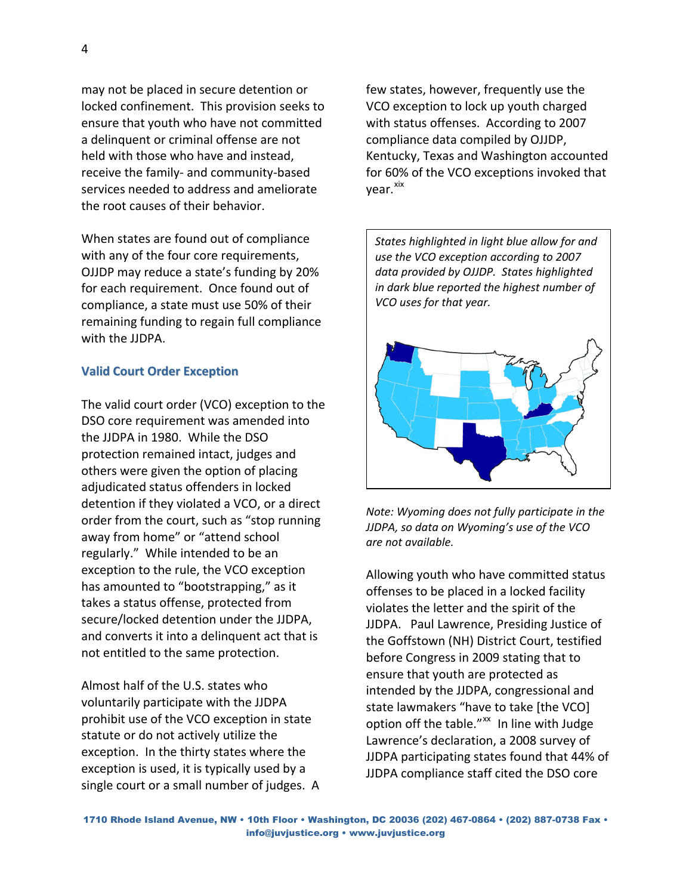may not be placed in secure detention or locked confinement. This provision seeks to ensure that youth who have not committed a delinquent or criminal offense are not held with those who have and instead, receive the family- and community-based services needed to address and ameliorate the root causes of their behavior.

When states are found out of compliance with any of the four core requirements, OJJDP may reduce a state's funding by 20% for each requirement. Once found out of compliance, a state must use 50% of their remaining funding to regain full compliance with the JJDPA.

### Valid Court Order Exception

The valid court order (VCO) exception to the DSO core requirement was amended into the JJDPA in 1980. While the DSO protection remained intact, judges and others were given the option of placing adjudicated status offenders in locked detention if they violated a VCO, or a direct order from the court, such as "stop running away from home" or "attend school regularly." While intended to be an exception to the rule, the VCO exception has amounted to "bootstrapping," as it takes a status offense, protected from secure/locked detention under the JJDPA, and converts it into a delinquent act that is not entitled to the same protection.

Almost half of the U.S. states who voluntarily participate with the JJDPA prohibit use of the VCO exception in state statute or do not actively utilize the exception. In the thirty states where the exception is used, it is typically used by a single court or a small number of judges. A few states, however, frequently use the VCO exception to lock up youth charged with status offenses. According to 2007 compliance data compiled by OJJDP, Kentucky, Texas and Washington accounted for 60% of the VCO exceptions invoked that year.[xix]

*States highlighted in light blue allow for and use the VCO exception according to 2007 data provided by OJJDP. States highlighted in dark blue reported the highest number of VCO uses for that year.*

*Note: Wyoming does not fully participate in the JJDPA, so data on Wyoming's use of the VCO are not available.*

Allowing youth who have committed status offenses to be placed in a locked facility violates the letter and the spirit of the JJDPA. Paul Lawrence, Presiding Justice of the Goffstown (NH) District Court, testified before Congress in 2009 stating that to ensure that youth are protected as intended by the JJDPA, congressional and state lawmakers "have to take [the VCO] option off the table."[xx] In line with Judge Lawrence's declaration, a 2008 survey of JJDPA participating states found that 44% of JJDPA compliance staff cited the DSO core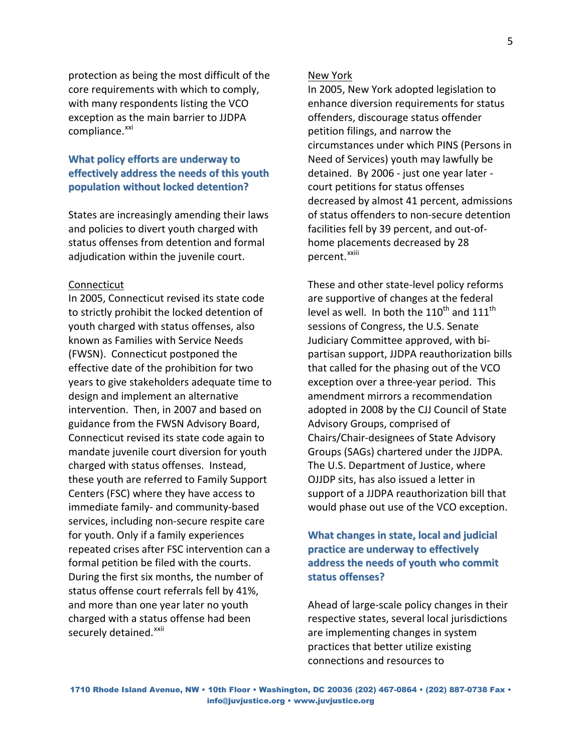protection as being the most difficult of the core requirements with which to comply, with many respondents listing the VCO exception as the main barrier to JJDPA compliance.[xxi]

## What policy efforts are underway to effectively address the needs of this youth population without locked detention?

States are increasingly amending their laws and policies to divert youth charged with status offenses from detention and formal adjudication within the juvenile court.

Connecticut

In 2005, Connecticut revised its state code to strictly prohibit the locked detention of youth charged with status offenses, also known as Families with Service Needs (FWSN). Connecticut postponed the effective date of the prohibition for two years to give stakeholders adequate time to design and implement an alternative intervention. Then, in 2007 and based on guidance from the FWSN Advisory Board, Connecticut revised its state code again to mandate juvenile court diversion for youth charged with status offenses. Instead, these youth are referred to Family Support Centers (FSC) where they have access to immediate family- and community-based services, including non-secure respite care for youth. Only if a family experiences repeated crises after FSC intervention can a formal petition be filed with the courts. During the first six months, the number of status offense court referrals fell by 41%, and more than one year later no youth charged with a status offense had been securely detained.[xxii]

New York

In 2005, New York adopted legislation to enhance diversion requirements for status offenders, discourage status offender petition filings, and narrow the circumstances under which PINS (Persons in Need of Services) youth may lawfully be detained. By 2006 - just one year later - court petitions for status offenses decreased by almost 41 percent, admissions of status offenders to non-secure detention facilities fell by 39 percent, and out-of-home placements decreased by 28 percent.[xxiii]

These and other state-level policy reforms are supportive of changes at the federal level as well. In both the 110th and 111th sessions of Congress, the U.S. Senate Judiciary Committee approved, with bi-partisan support, JJDPA reauthorization bills that called for the phasing out of the VCO exception over a three-year period. This amendment mirrors a recommendation adopted in 2008 by the CJJ Council of State Advisory Groups, comprised of Chairs/Chair-designees of State Advisory Groups (SAGs) chartered under the JJDPA. The U.S. Department of Justice, where OJJDP sits, has also issued a letter in support of a JJDPA reauthorization bill that would phase out use of the VCO exception.

## What changes in state, local and judicial practice are underway to effectively address the needs of youth who commit status offenses?

Ahead of large-scale policy changes in their respective states, several local jurisdictions are implementing changes in system practices that better utilize existing connections and resources to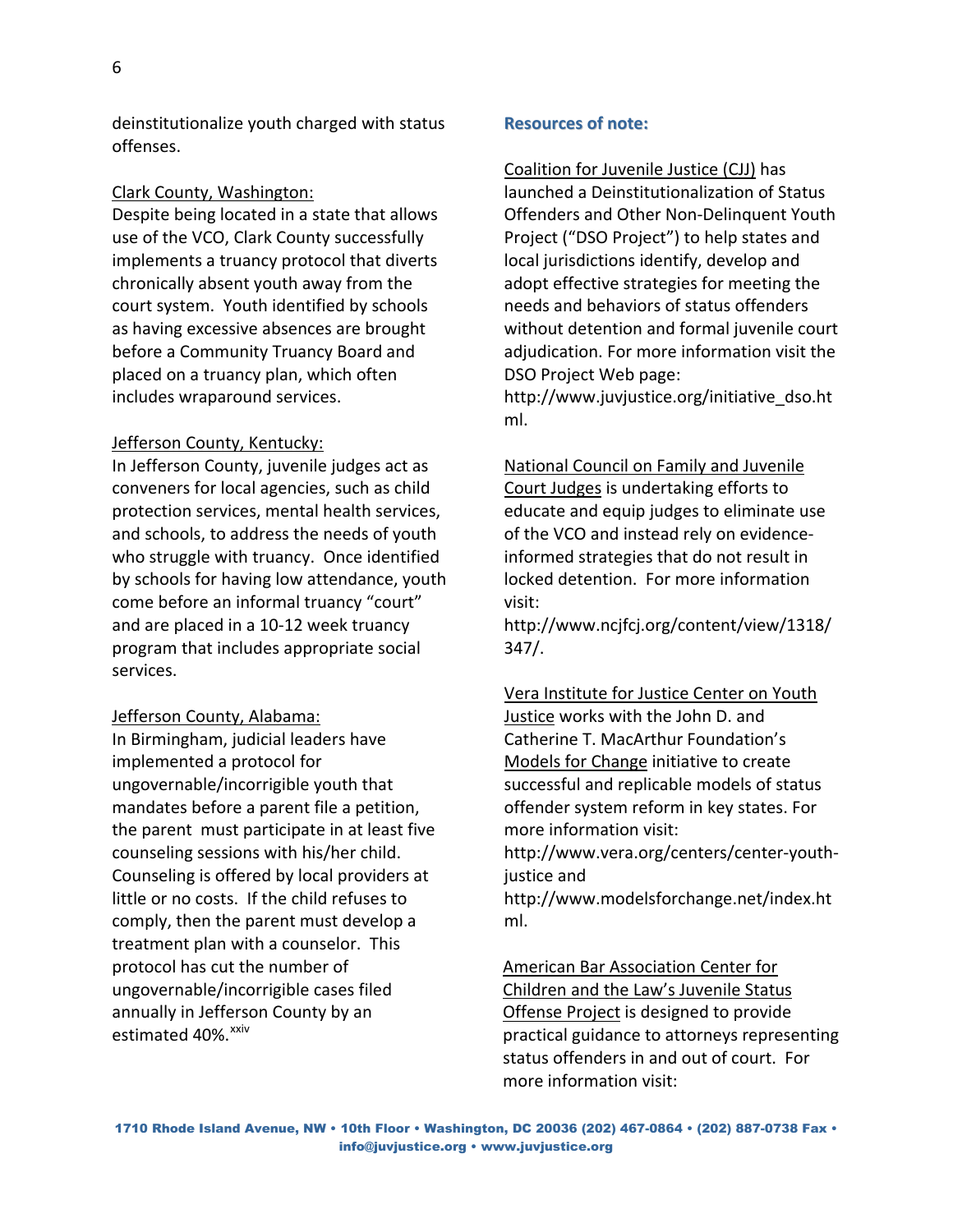deinstitutionalize youth charged with status offenses.

Clark County, Washington:

Despite being located in a state that allows use of the VCO, Clark County successfully implements a truancy protocol that diverts chronically absent youth away from the court system. Youth identified by schools as having excessive absences are brought before a Community Truancy Board and placed on a truancy plan, which often includes wraparound services.

Jefferson County, Kentucky:

In Jefferson County, juvenile judges act as conveners for local agencies, such as child protection services, mental health services, and schools, to address the needs of youth who struggle with truancy. Once identified by schools for having low attendance, youth come before an informal truancy "court" and are placed in a 10-12 week truancy program that includes appropriate social services.

Jefferson County, Alabama:

In Birmingham, judicial leaders have implemented a protocol for ungovernable/incorrigible youth that mandates before a parent file a petition, the parent must participate in at least five counseling sessions with his/her child. Counseling is offered by local providers at little or no costs. If the child refuses to comply, then the parent must develop a treatment plan with a counselor. This protocol has cut the number of ungovernable/incorrigible cases filed annually in Jefferson County by an estimated 40%.[xxiv]

## Resources of note:

Coalition for Juvenile Justice (CJJ) has launched a Deinstitutionalization of Status Offenders and Other Non-Delinquent Youth Project ("DSO Project") to help states and local jurisdictions identify, develop and adopt effective strategies for meeting the needs and behaviors of status offenders without detention and formal juvenile court adjudication. For more information visit the DSO Project Web page: http://www.juvjustice.org/initiative_dso.html.

National Council on Family and Juvenile Court Judges is undertaking efforts to educate and equip judges to eliminate use of the VCO and instead rely on evidence-informed strategies that do not result in locked detention. For more information visit: http://www.ncjfcj.org/content/view/1318/347/.

Vera Institute for Justice Center on Youth Justice works with the John D. and Catherine T. MacArthur Foundation's Models for Change initiative to create successful and replicable models of status offender system reform in key states. For more information visit: http://www.vera.org/centers/center-youth-justice and http://www.modelsforchange.net/index.html.

American Bar Association Center for Children and the Law's Juvenile Status Offense Project is designed to provide practical guidance to attorneys representing status offenders in and out of court. For more information visit: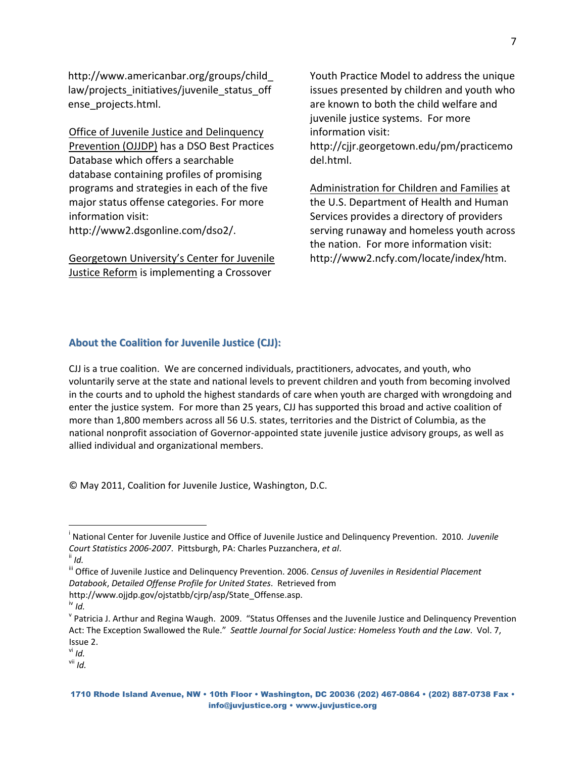http://www.americanbar.org/groups/child_law/projects_initiatives/juvenile_status_offense_projects.html.

Office of Juvenile Justice and Delinquency Prevention (OJJDP) has a DSO Best Practices Database which offers a searchable database containing profiles of promising programs and strategies in each of the five major status offense categories. For more information visit: http://www2.dsgonline.com/dso2/.

Georgetown University's Center for Juvenile Justice Reform is implementing a Crossover Youth Practice Model to address the unique issues presented by children and youth who are known to both the child welfare and juvenile justice systems. For more information visit: http://cjjr.georgetown.edu/pm/practicemodel.html.

Administration for Children and Families at the U.S. Department of Health and Human Services provides a directory of providers serving runaway and homeless youth across the nation. For more information visit: http://www2.ncfy.com/locate/index/htm.

## About the Coalition for Juvenile Justice (CJJ):

CJJ is a true coalition. We are concerned individuals, practitioners, advocates, and youth, who voluntarily serve at the state and national levels to prevent children and youth from becoming involved in the courts and to uphold the highest standards of care when youth are charged with wrongdoing and enter the justice system. For more than 25 years, CJJ has supported this broad and active coalition of more than 1,800 members across all 56 U.S. states, territories and the District of Columbia, as the national nonprofit association of Governor-appointed state juvenile justice advisory groups, as well as allied individual and organizational members.

© May 2011, Coalition for Juvenile Justice, Washington, D.C.

---

[i] National Center for Juvenile Justice and Office of Juvenile Justice and Delinquency Prevention. 2010. *Juvenile Court Statistics 2006-2007*. Pittsburgh, PA: Charles Puzzanchera, *et al*.

[ii] *Id.*

[iii] Office of Juvenile Justice and Delinquency Prevention. 2006. *Census of Juveniles in Residential Placement Databook*, *Detailed Offense Profile for United States*. Retrieved from http://www.ojjdp.gov/ojstatbb/cjrp/asp/State_Offense.asp.

[iv] *Id.*

[v] Patricia J. Arthur and Regina Waugh. 2009. "Status Offenses and the Juvenile Justice and Delinquency Prevention Act: The Exception Swallowed the Rule." *Seattle Journal for Social Justice: Homeless Youth and the Law*. Vol. 7, Issue 2.

[vi] *Id.*

[vii] *Id.*

**1710 Rhode Island Avenue, NW • 10th Floor • Washington, DC 20036 (202) 467-0864 • (202) 887-0738 Fax • info@juvjustice.org • www.juvjustice.org**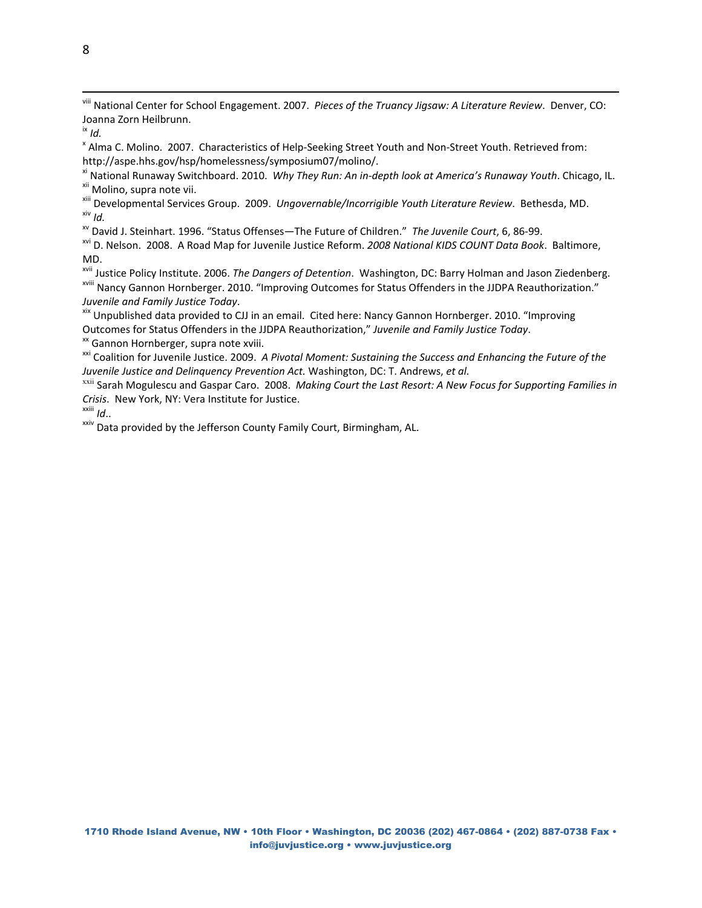[viii] National Center for School Engagement. 2007. *Pieces of the Truancy Jigsaw: A Literature Review*. Denver, CO: Joanna Zorn Heilbrunn.

[ix] *Id.*

[x] Alma C. Molino. 2007. Characteristics of Help-Seeking Street Youth and Non-Street Youth. Retrieved from: http://aspe.hhs.gov/hsp/homelessness/symposium07/molino/.

[xi] National Runaway Switchboard. 2010. *Why They Run: An in-depth look at America's Runaway Youth*. Chicago, IL.

[xii] Molino, supra note vii.

[xiii] Developmental Services Group. 2009. *Ungovernable/Incorrigible Youth Literature Review*. Bethesda, MD.

[xiv] *Id.*

[xv] David J. Steinhart. 1996. "Status Offenses—The Future of Children." *The Juvenile Court*, 6, 86-99.

[xvi] D. Nelson. 2008. A Road Map for Juvenile Justice Reform. *2008 National KIDS COUNT Data Book*. Baltimore, MD.

[xvii] Justice Policy Institute. 2006. *The Dangers of Detention*. Washington, DC: Barry Holman and Jason Ziedenberg.

[xviii] Nancy Gannon Hornberger. 2010. "Improving Outcomes for Status Offenders in the JJDPA Reauthorization." *Juvenile and Family Justice Today*.

[xix] Unpublished data provided to CJJ in an email. Cited here: Nancy Gannon Hornberger. 2010. "Improving Outcomes for Status Offenders in the JJDPA Reauthorization," *Juvenile and Family Justice Today*.

[xx] Gannon Hornberger, supra note xviii.

[xxi] Coalition for Juvenile Justice. 2009. *A Pivotal Moment: Sustaining the Success and Enhancing the Future of the Juvenile Justice and Delinquency Prevention Act.* Washington, DC: T. Andrews, *et al.*

[xxii] Sarah Mogulescu and Gaspar Caro. 2008. *Making Court the Last Resort: A New Focus for Supporting Families in Crisis*. New York, NY: Vera Institute for Justice.

[xxiii] *Id*..

[xxiv] Data provided by the Jefferson County Family Court, Birmingham, AL.